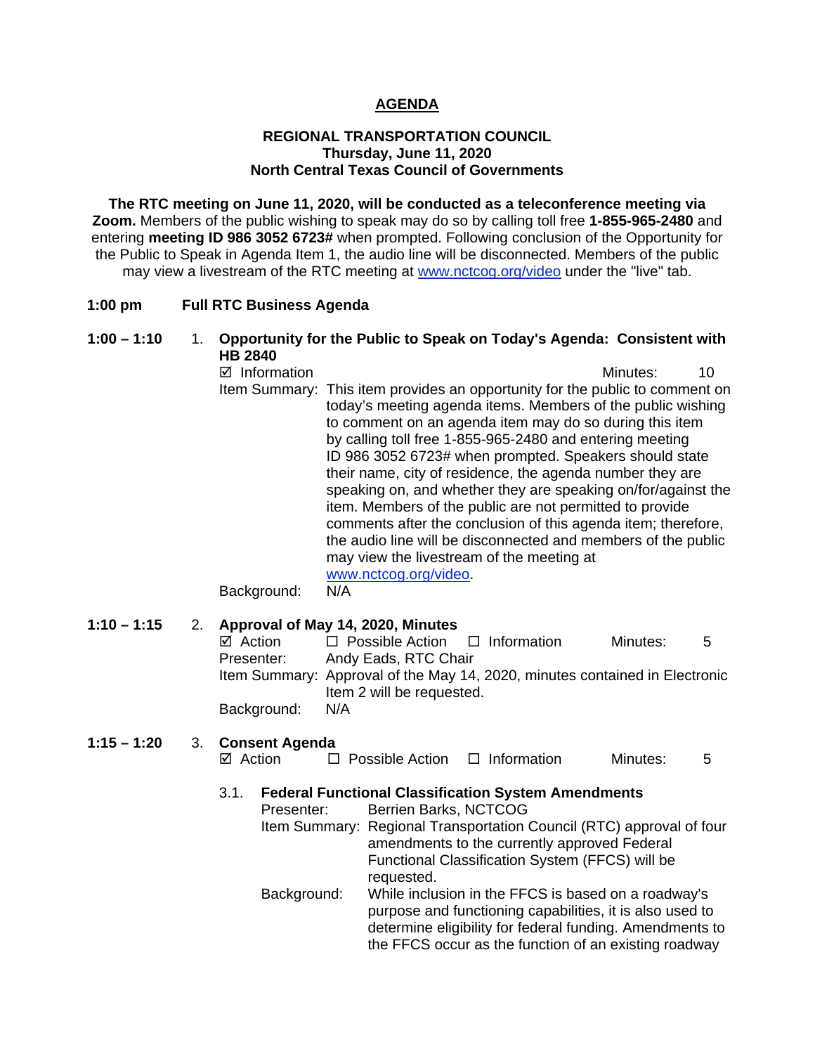# AGENDA

**REGIONAL TRANSPORTATION COUNCIL**
**Thursday, June 11, 2020**
**North Central Texas Council of Governments**

**The RTC meeting on June 11, 2020, will be conducted as a teleconference meeting via Zoom.** Members of the public wishing to speak may do so by calling toll free **1-855-965-2480** and entering **meeting ID 986 3052 6723#** when prompted. Following conclusion of the Opportunity for the Public to Speak in Agenda Item 1, the audio line will be disconnected. Members of the public may view a livestream of the RTC meeting at www.nctcog.org/video under the "live" tab.

**1:00 pm Full RTC Business Agenda**

**1:00 – 1:10** 1. **Opportunity for the Public to Speak on Today's Agenda: Consistent with HB 2840**

☑ Information Minutes: 10

Item Summary: This item provides an opportunity for the public to comment on today's meeting agenda items. Members of the public wishing to comment on an agenda item may do so during this item by calling toll free 1-855-965-2480 and entering meeting ID 986 3052 6723# when prompted. Speakers should state their name, city of residence, the agenda number they are speaking on, and whether they are speaking on/for/against the item. Members of the public are not permitted to provide comments after the conclusion of this agenda item; therefore, the audio line will be disconnected and members of the public may view the livestream of the meeting at www.nctcog.org/video.

Background: N/A

**1:10 – 1:15** 2. **Approval of May 14, 2020, Minutes**

☑ Action ☐ Possible Action ☐ Information Minutes: 5

Presenter: Andy Eads, RTC Chair

Item Summary: Approval of the May 14, 2020, minutes contained in Electronic Item 2 will be requested.

Background: N/A

**1:15 – 1:20** 3. **Consent Agenda**

☑ Action ☐ Possible Action ☐ Information Minutes: 5

3.1. **Federal Functional Classification System Amendments**

Presenter: Berrien Barks, NCTCOG

Item Summary: Regional Transportation Council (RTC) approval of four amendments to the currently approved Federal Functional Classification System (FFCS) will be requested.

Background: While inclusion in the FFCS is based on a roadway's purpose and functioning capabilities, it is also used to determine eligibility for federal funding. Amendments to the FFCS occur as the function of an existing roadway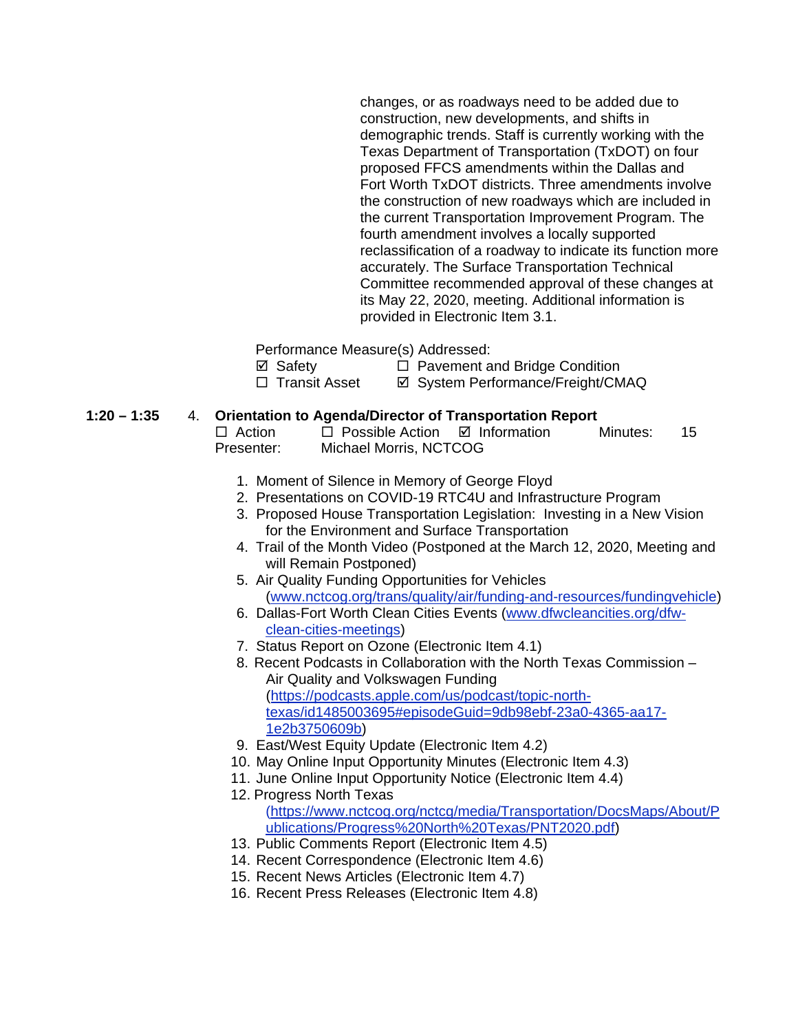changes, or as roadways need to be added due to construction, new developments, and shifts in demographic trends. Staff is currently working with the Texas Department of Transportation (TxDOT) on four proposed FFCS amendments within the Dallas and Fort Worth TxDOT districts. Three amendments involve the construction of new roadways which are included in the current Transportation Improvement Program. The fourth amendment involves a locally supported reclassification of a roadway to indicate its function more accurately. The Surface Transportation Technical Committee recommended approval of these changes at its May 22, 2020, meeting. Additional information is provided in Electronic Item 3.1.

Performance Measure(s) Addressed:

☑ Safety ☐ Pavement and Bridge Condition
☐ Transit Asset ☑ System Performance/Freight/CMAQ

**1:20 – 1:35** 4. **Orientation to Agenda/Director of Transportation Report**

☐ Action ☐ Possible Action ☑ Information Minutes: 15
Presenter: Michael Morris, NCTCOG

1. Moment of Silence in Memory of George Floyd
2. Presentations on COVID-19 RTC4U and Infrastructure Program
3. Proposed House Transportation Legislation: Investing in a New Vision for the Environment and Surface Transportation
4. Trail of the Month Video (Postponed at the March 12, 2020, Meeting and will Remain Postponed)
5. Air Quality Funding Opportunities for Vehicles (www.nctcog.org/trans/quality/air/funding-and-resources/fundingvehicle)
6. Dallas-Fort Worth Clean Cities Events (www.dfwcleancities.org/dfw-clean-cities-meetings)
7. Status Report on Ozone (Electronic Item 4.1)
8. Recent Podcasts in Collaboration with the North Texas Commission – Air Quality and Volkswagen Funding (https://podcasts.apple.com/us/podcast/topic-north-texas/id1485003695#episodeGuid=9db98ebf-23a0-4365-aa17-1e2b3750609b)
9. East/West Equity Update (Electronic Item 4.2)
10. May Online Input Opportunity Minutes (Electronic Item 4.3)
11. June Online Input Opportunity Notice (Electronic Item 4.4)
12. Progress North Texas (https://www.nctcog.org/nctcg/media/Transportation/DocsMaps/About/Publications/Progress%20North%20Texas/PNT2020.pdf)
13. Public Comments Report (Electronic Item 4.5)
14. Recent Correspondence (Electronic Item 4.6)
15. Recent News Articles (Electronic Item 4.7)
16. Recent Press Releases (Electronic Item 4.8)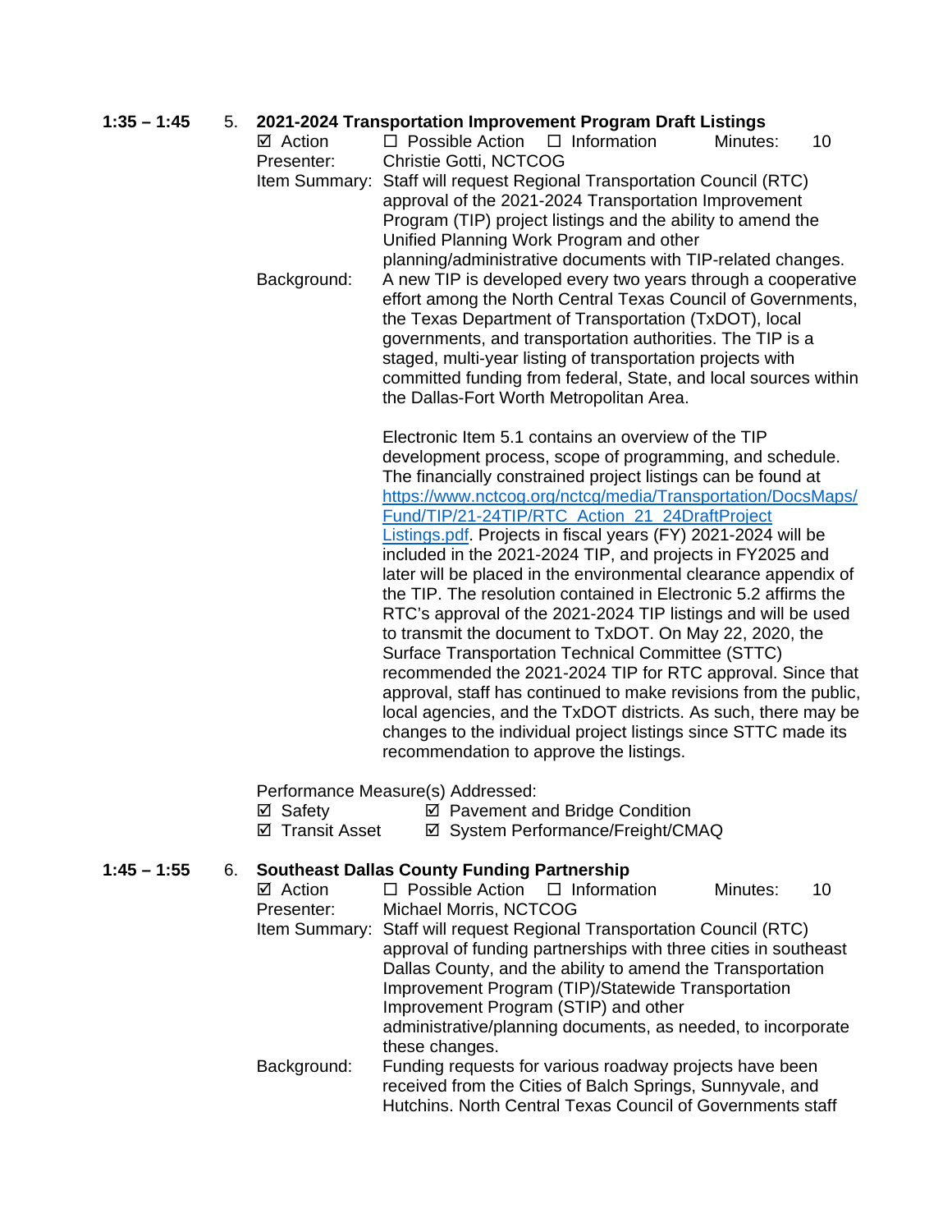**1:35 – 1:45** 5. **2021-2024 Transportation Improvement Program Draft Listings**

☑ Action ☐ Possible Action ☐ Information Minutes: 10

Presenter: Christie Gotti, NCTCOG

Item Summary: Staff will request Regional Transportation Council (RTC) approval of the 2021-2024 Transportation Improvement Program (TIP) project listings and the ability to amend the Unified Planning Work Program and other planning/administrative documents with TIP-related changes.

Background: A new TIP is developed every two years through a cooperative effort among the North Central Texas Council of Governments, the Texas Department of Transportation (TxDOT), local governments, and transportation authorities. The TIP is a staged, multi-year listing of transportation projects with committed funding from federal, State, and local sources within the Dallas-Fort Worth Metropolitan Area.

Electronic Item 5.1 contains an overview of the TIP development process, scope of programming, and schedule. The financially constrained project listings can be found at https://www.nctcog.org/nctcg/media/Transportation/DocsMaps/Fund/TIP/21-24TIP/RTC_Action_21_24DraftProjectListings.pdf. Projects in fiscal years (FY) 2021-2024 will be included in the 2021-2024 TIP, and projects in FY2025 and later will be placed in the environmental clearance appendix of the TIP. The resolution contained in Electronic 5.2 affirms the RTC's approval of the 2021-2024 TIP listings and will be used to transmit the document to TxDOT. On May 22, 2020, the Surface Transportation Technical Committee (STTC) recommended the 2021-2024 TIP for RTC approval. Since that approval, staff has continued to make revisions from the public, local agencies, and the TxDOT districts. As such, there may be changes to the individual project listings since STTC made its recommendation to approve the listings.

Performance Measure(s) Addressed:

☑ Safety ☑ Pavement and Bridge Condition
☑ Transit Asset ☑ System Performance/Freight/CMAQ

**1:45 – 1:55** 6. **Southeast Dallas County Funding Partnership**

☑ Action ☐ Possible Action ☐ Information Minutes: 10

Presenter: Michael Morris, NCTCOG

Item Summary: Staff will request Regional Transportation Council (RTC) approval of funding partnerships with three cities in southeast Dallas County, and the ability to amend the Transportation Improvement Program (TIP)/Statewide Transportation Improvement Program (STIP) and other administrative/planning documents, as needed, to incorporate these changes.

Background: Funding requests for various roadway projects have been received from the Cities of Balch Springs, Sunnyvale, and Hutchins. North Central Texas Council of Governments staff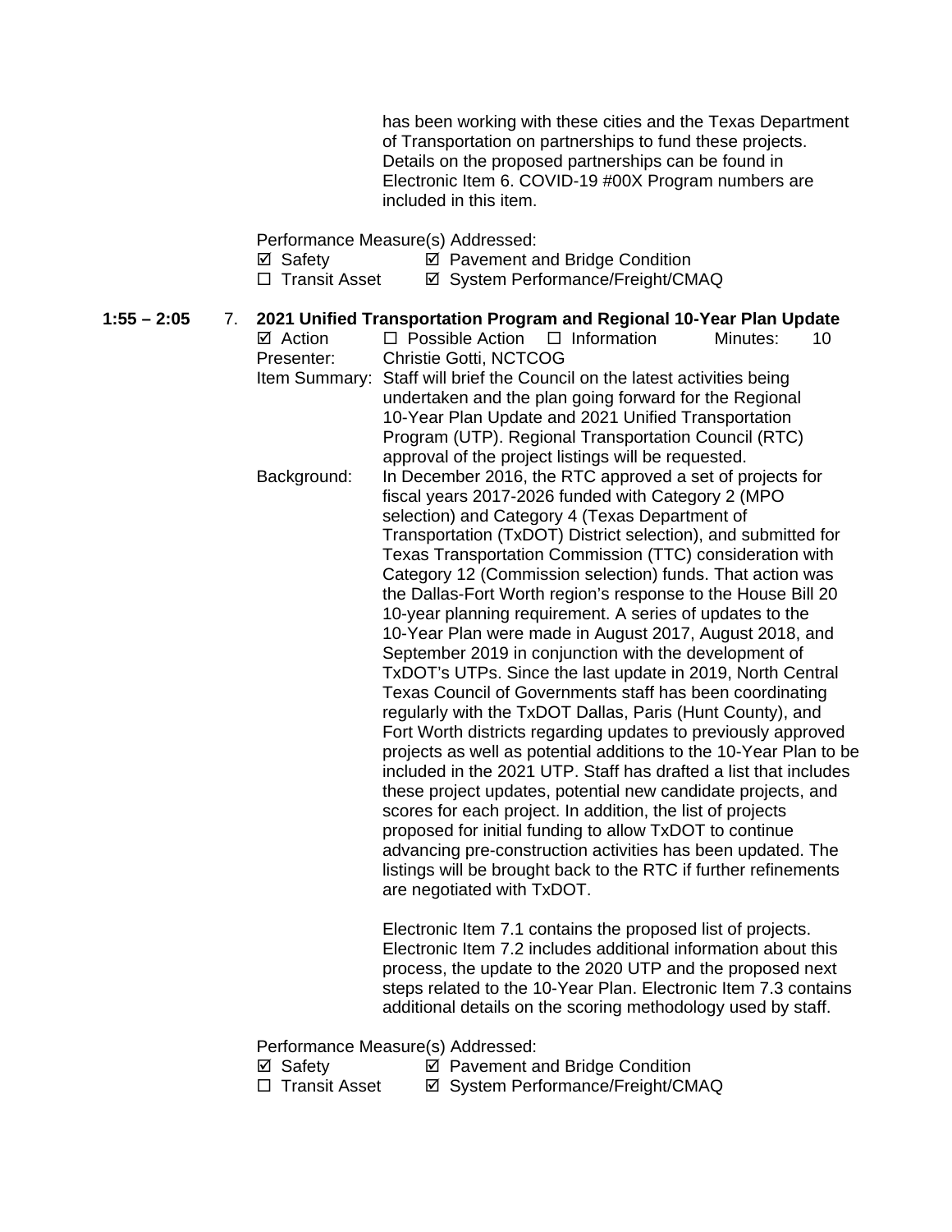has been working with these cities and the Texas Department of Transportation on partnerships to fund these projects. Details on the proposed partnerships can be found in Electronic Item 6. COVID-19 #00X Program numbers are included in this item.

Performance Measure(s) Addressed:

☑ Safety ☑ Pavement and Bridge Condition
☐ Transit Asset ☑ System Performance/Freight/CMAQ

**1:55 – 2:05** 7. **2021 Unified Transportation Program and Regional 10-Year Plan Update**

☑ Action ☐ Possible Action ☐ Information Minutes: 10

Presenter: Christie Gotti, NCTCOG

Item Summary: Staff will brief the Council on the latest activities being undertaken and the plan going forward for the Regional 10-Year Plan Update and 2021 Unified Transportation Program (UTP). Regional Transportation Council (RTC) approval of the project listings will be requested.

Background: In December 2016, the RTC approved a set of projects for fiscal years 2017-2026 funded with Category 2 (MPO selection) and Category 4 (Texas Department of Transportation (TxDOT) District selection), and submitted for Texas Transportation Commission (TTC) consideration with Category 12 (Commission selection) funds. That action was the Dallas-Fort Worth region's response to the House Bill 20 10-year planning requirement. A series of updates to the 10-Year Plan were made in August 2017, August 2018, and September 2019 in conjunction with the development of TxDOT's UTPs. Since the last update in 2019, North Central Texas Council of Governments staff has been coordinating regularly with the TxDOT Dallas, Paris (Hunt County), and Fort Worth districts regarding updates to previously approved projects as well as potential additions to the 10-Year Plan to be included in the 2021 UTP. Staff has drafted a list that includes these project updates, potential new candidate projects, and scores for each project. In addition, the list of projects proposed for initial funding to allow TxDOT to continue advancing pre-construction activities has been updated. The listings will be brought back to the RTC if further refinements are negotiated with TxDOT.

Electronic Item 7.1 contains the proposed list of projects. Electronic Item 7.2 includes additional information about this process, the update to the 2020 UTP and the proposed next steps related to the 10-Year Plan. Electronic Item 7.3 contains additional details on the scoring methodology used by staff.

Performance Measure(s) Addressed:

☑ Safety ☑ Pavement and Bridge Condition
☐ Transit Asset ☑ System Performance/Freight/CMAQ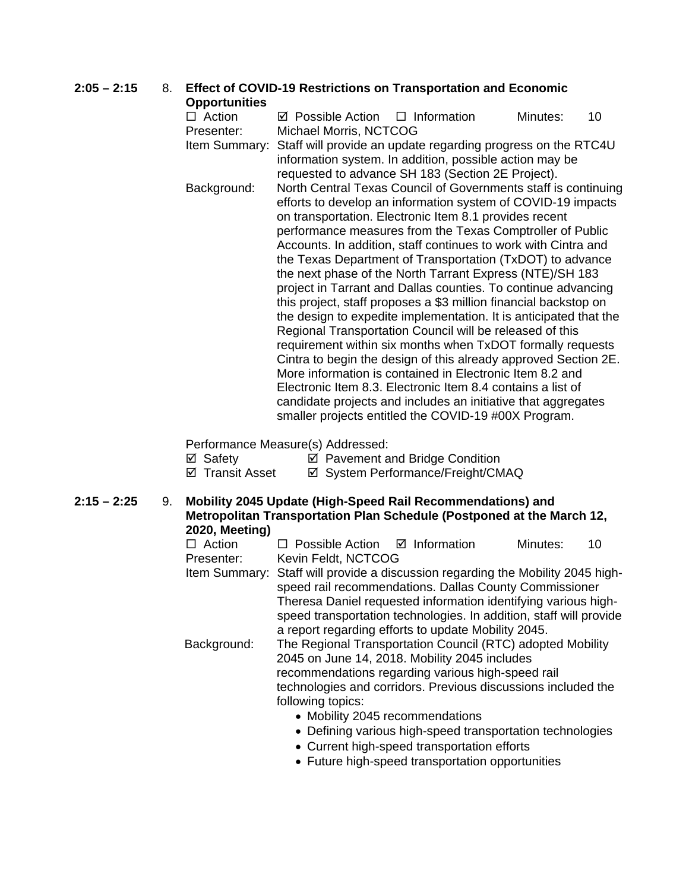**2:05 – 2:15** 8. **Effect of COVID-19 Restrictions on Transportation and Economic Opportunities**

☐ Action ☑ Possible Action ☐ Information Minutes: 10

Presenter: Michael Morris, NCTCOG

Item Summary: Staff will provide an update regarding progress on the RTC4U information system. In addition, possible action may be requested to advance SH 183 (Section 2E Project).

Background: North Central Texas Council of Governments staff is continuing efforts to develop an information system of COVID-19 impacts on transportation. Electronic Item 8.1 provides recent performance measures from the Texas Comptroller of Public Accounts. In addition, staff continues to work with Cintra and the Texas Department of Transportation (TxDOT) to advance the next phase of the North Tarrant Express (NTE)/SH 183 project in Tarrant and Dallas counties. To continue advancing this project, staff proposes a $3 million financial backstop on the design to expedite implementation. It is anticipated that the Regional Transportation Council will be released of this requirement within six months when TxDOT formally requests Cintra to begin the design of this already approved Section 2E. More information is contained in Electronic Item 8.2 and Electronic Item 8.3. Electronic Item 8.4 contains a list of candidate projects and includes an initiative that aggregates smaller projects entitled the COVID-19 #00X Program.

Performance Measure(s) Addressed:

☑ Safety ☑ Pavement and Bridge Condition
☑ Transit Asset ☑ System Performance/Freight/CMAQ

**2:15 – 2:25** 9. **Mobility 2045 Update (High-Speed Rail Recommendations) and Metropolitan Transportation Plan Schedule (Postponed at the March 12, 2020, Meeting)**

☐ Action ☐ Possible Action ☑ Information Minutes: 10

Presenter: Kevin Feldt, NCTCOG

Item Summary: Staff will provide a discussion regarding the Mobility 2045 high-speed rail recommendations. Dallas County Commissioner Theresa Daniel requested information identifying various high-speed transportation technologies. In addition, staff will provide a report regarding efforts to update Mobility 2045.

Background: The Regional Transportation Council (RTC) adopted Mobility 2045 on June 14, 2018. Mobility 2045 includes recommendations regarding various high-speed rail technologies and corridors. Previous discussions included the following topics:

- Mobility 2045 recommendations
- Defining various high-speed transportation technologies
- Current high-speed transportation efforts
- Future high-speed transportation opportunities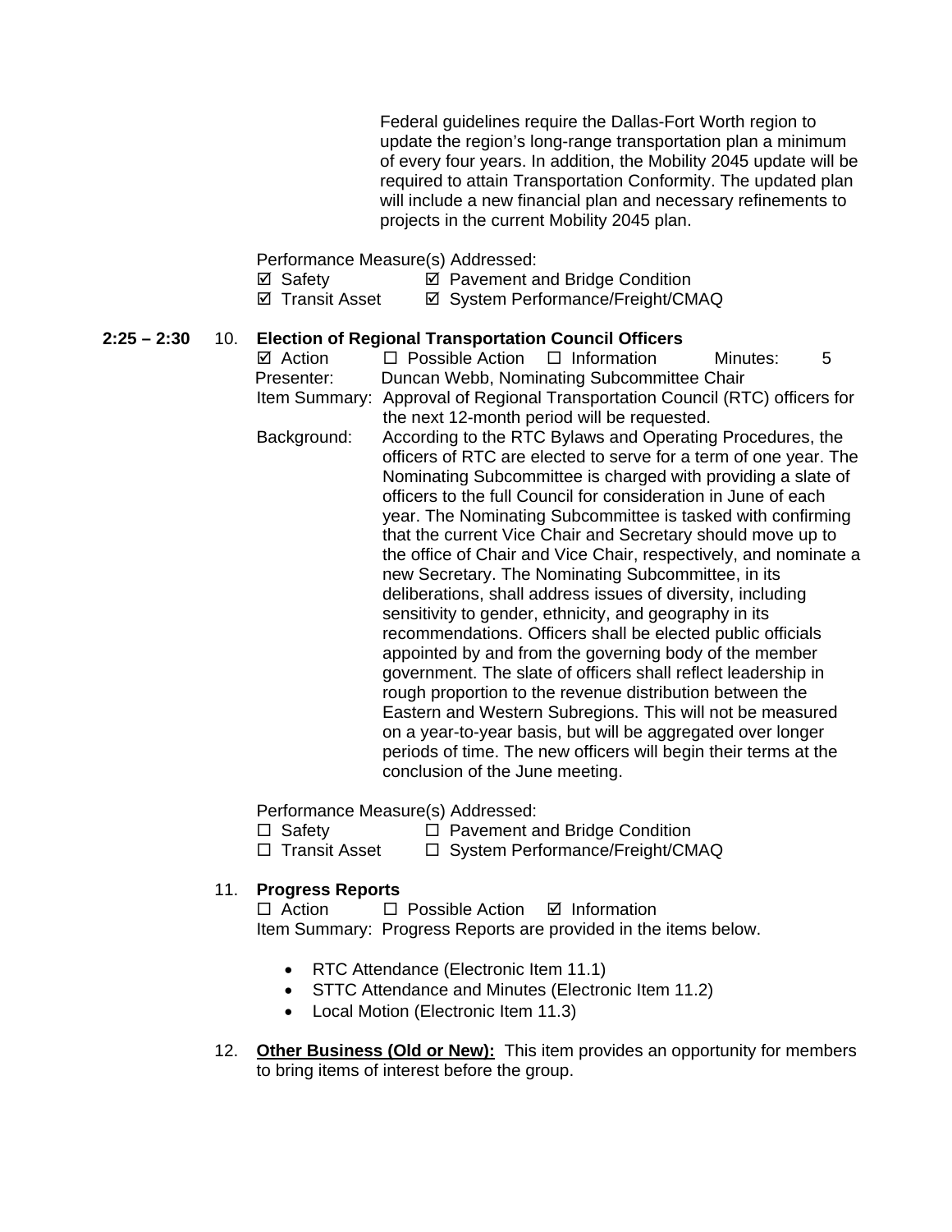Federal guidelines require the Dallas-Fort Worth region to update the region's long-range transportation plan a minimum of every four years. In addition, the Mobility 2045 update will be required to attain Transportation Conformity. The updated plan will include a new financial plan and necessary refinements to projects in the current Mobility 2045 plan.

Performance Measure(s) Addressed:

☑ Safety ☑ Pavement and Bridge Condition
☑ Transit Asset ☑ System Performance/Freight/CMAQ

**2:25 – 2:30** 10. **Election of Regional Transportation Council Officers**

☑ Action ☐ Possible Action ☐ Information Minutes: 5

Presenter: Duncan Webb, Nominating Subcommittee Chair

Item Summary: Approval of Regional Transportation Council (RTC) officers for the next 12-month period will be requested.

Background: According to the RTC Bylaws and Operating Procedures, the officers of RTC are elected to serve for a term of one year. The Nominating Subcommittee is charged with providing a slate of officers to the full Council for consideration in June of each year. The Nominating Subcommittee is tasked with confirming that the current Vice Chair and Secretary should move up to the office of Chair and Vice Chair, respectively, and nominate a new Secretary. The Nominating Subcommittee, in its deliberations, shall address issues of diversity, including sensitivity to gender, ethnicity, and geography in its recommendations. Officers shall be elected public officials appointed by and from the governing body of the member government. The slate of officers shall reflect leadership in rough proportion to the revenue distribution between the Eastern and Western Subregions. This will not be measured on a year-to-year basis, but will be aggregated over longer periods of time. The new officers will begin their terms at the conclusion of the June meeting.

Performance Measure(s) Addressed:

☐ Safety ☐ Pavement and Bridge Condition
☐ Transit Asset ☐ System Performance/Freight/CMAQ

11. **Progress Reports**

☐ Action ☐ Possible Action ☑ Information

Item Summary: Progress Reports are provided in the items below.

- RTC Attendance (Electronic Item 11.1)
- STTC Attendance and Minutes (Electronic Item 11.2)
- Local Motion (Electronic Item 11.3)

12. **Other Business (Old or New):** This item provides an opportunity for members to bring items of interest before the group.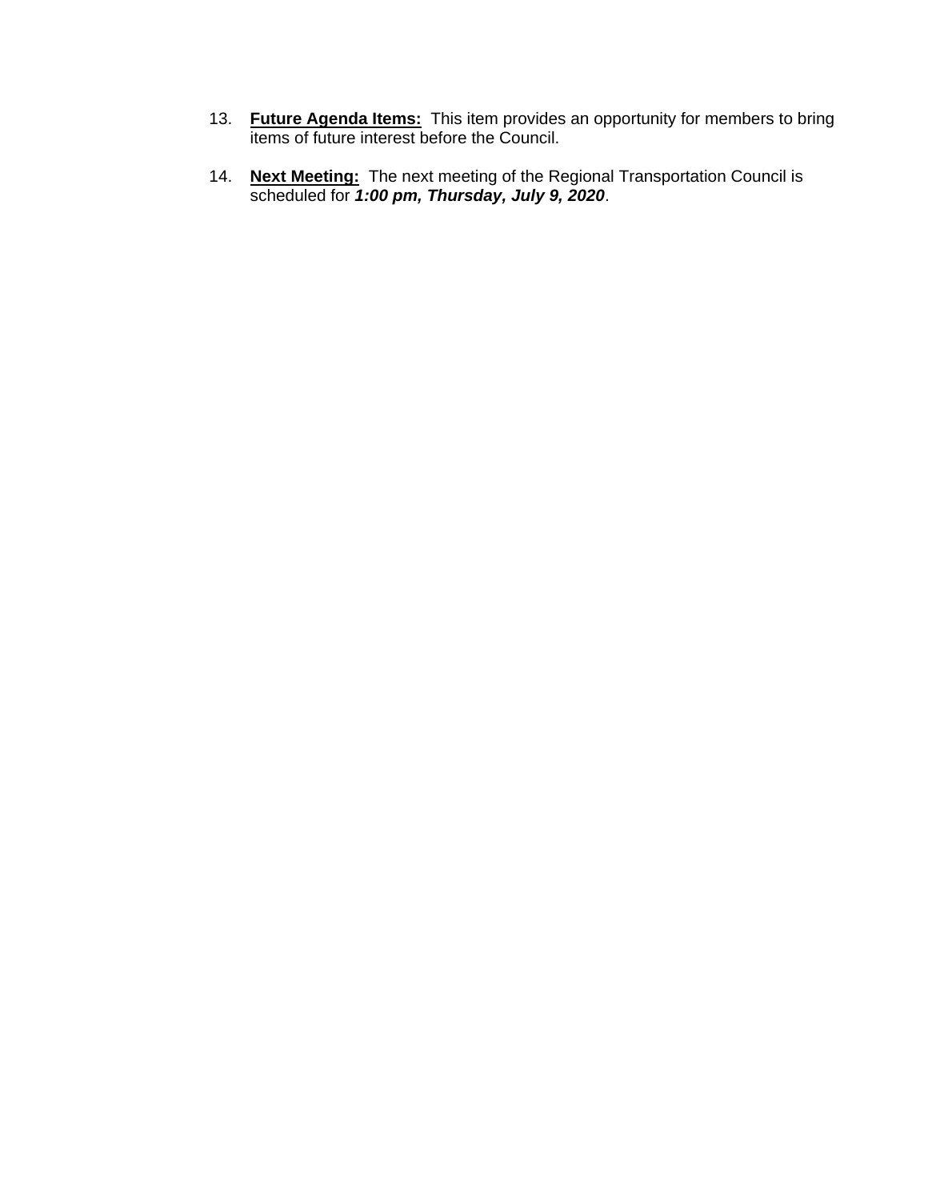13. **Future Agenda Items:** This item provides an opportunity for members to bring items of future interest before the Council.

14. **Next Meeting:** The next meeting of the Regional Transportation Council is scheduled for ***1:00 pm, Thursday, July 9, 2020***.